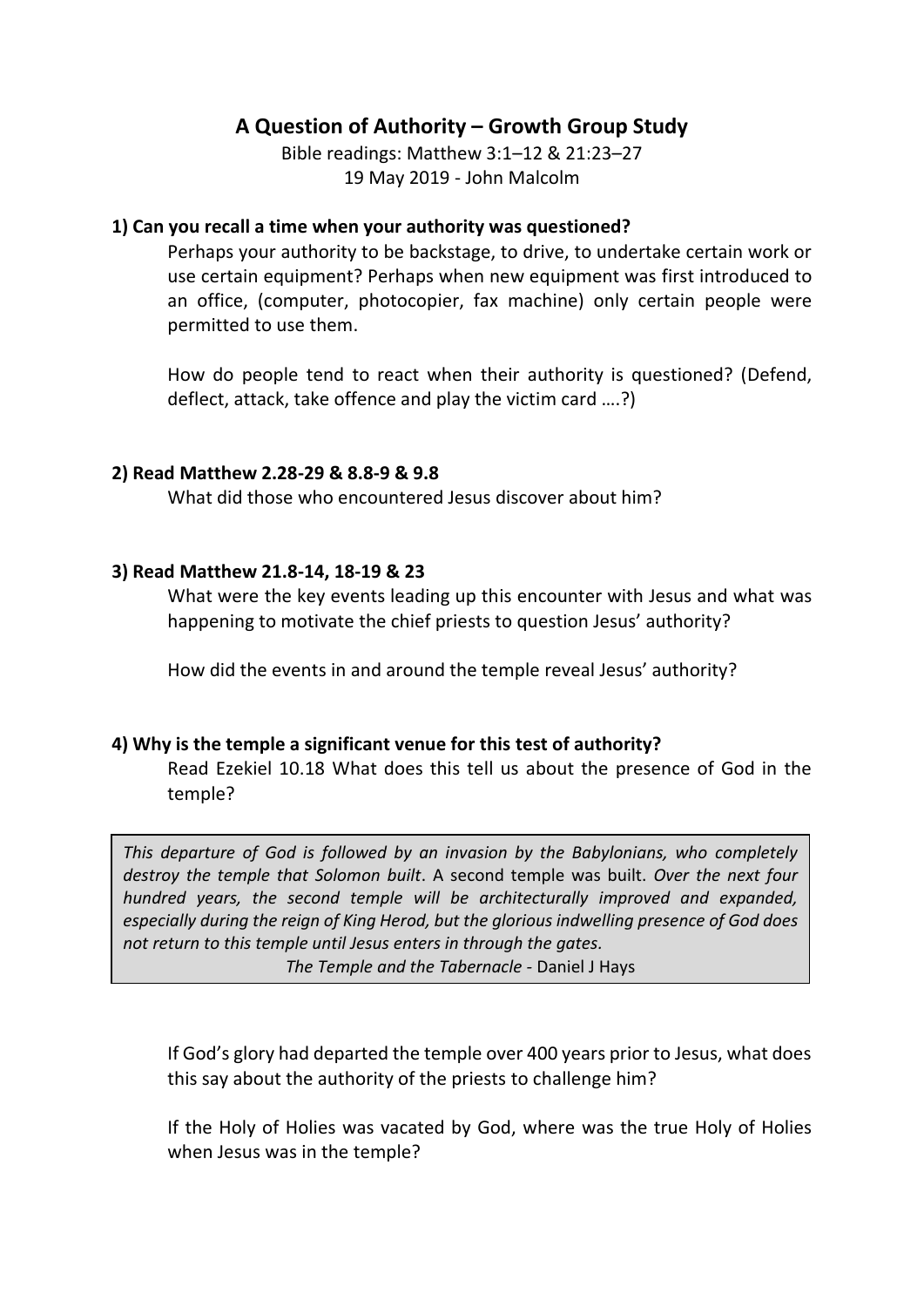# A Question of Authority – Growth Group Study

Bible readings: Matthew 3:1–12 & 21:23–27
19 May 2019 - John Malcolm

### 1) Can you recall a time when your authority was questioned?

Perhaps your authority to be backstage, to drive, to undertake certain work or use certain equipment? Perhaps when new equipment was first introduced to an office, (computer, photocopier, fax machine) only certain people were permitted to use them.

How do people tend to react when their authority is questioned? (Defend, deflect, attack, take offence and play the victim card ….?)

### 2) Read Matthew 2.28-29 & 8.8-9 & 9.8

What did those who encountered Jesus discover about him?

### 3) Read Matthew 21.8-14, 18-19 & 23

What were the key events leading up this encounter with Jesus and what was happening to motivate the chief priests to question Jesus' authority?

How did the events in and around the temple reveal Jesus' authority?

### 4) Why is the temple a significant venue for this test of authority?

Read Ezekiel 10.18 What does this tell us about the presence of God in the temple?

> *This departure of God is followed by an invasion by the Babylonians, who completely destroy the temple that Solomon built*. A second temple was built. *Over the next four hundred years, the second temple will be architecturally improved and expanded, especially during the reign of King Herod, but the glorious indwelling presence of God does not return to this temple until Jesus enters in through the gates.*
>
> *The Temple and the Tabernacle* - Daniel J Hays

If God's glory had departed the temple over 400 years prior to Jesus, what does this say about the authority of the priests to challenge him?

If the Holy of Holies was vacated by God, where was the true Holy of Holies when Jesus was in the temple?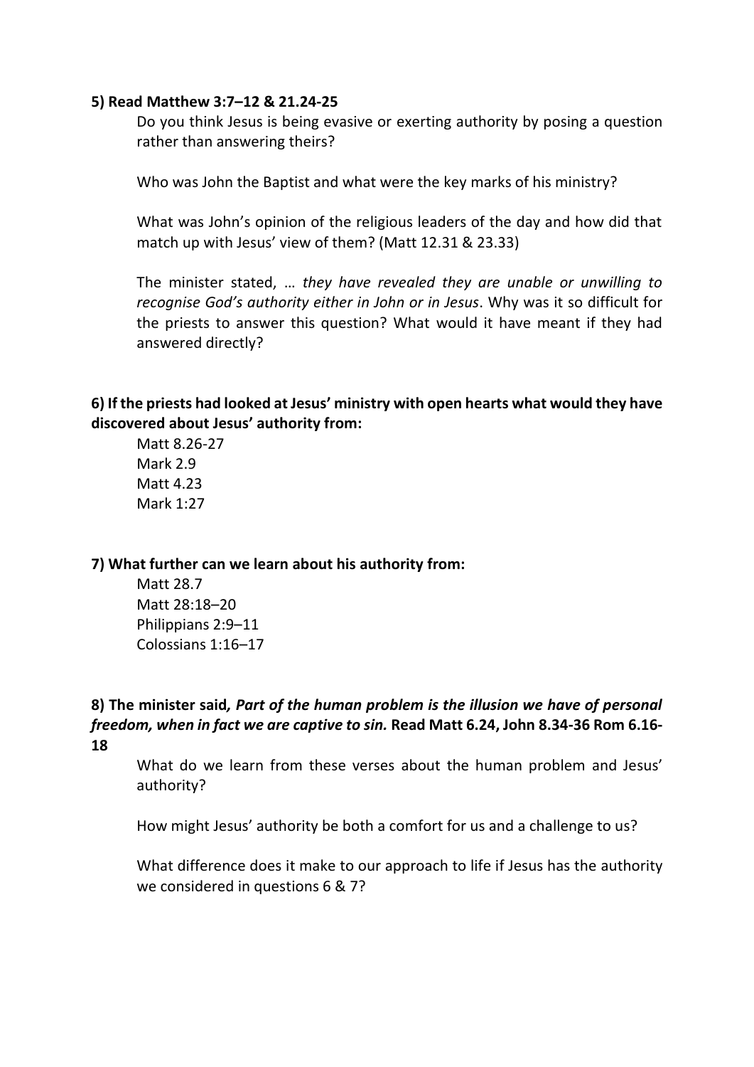**5) Read Matthew 3:7–12 & 21.24-25**

Do you think Jesus is being evasive or exerting authority by posing a question rather than answering theirs?

Who was John the Baptist and what were the key marks of his ministry?

What was John's opinion of the religious leaders of the day and how did that match up with Jesus' view of them? (Matt 12.31 & 23.33)

The minister stated, … *they have revealed they are unable or unwilling to recognise God's authority either in John or in Jesus*. Why was it so difficult for the priests to answer this question? What would it have meant if they had answered directly?

**6) If the priests had looked at Jesus' ministry with open hearts what would they have discovered about Jesus' authority from:**

Matt 8.26-27
Mark 2.9
Matt 4.23
Mark 1:27

**7) What further can we learn about his authority from:**

Matt 28.7
Matt 28:18–20
Philippians 2:9–11
Colossians 1:16–17

**8) The minister said*, Part of the human problem is the illusion we have of personal freedom, when in fact we are captive to sin.* Read Matt 6.24, John 8.34-36 Rom 6.16-18**

What do we learn from these verses about the human problem and Jesus' authority?

How might Jesus' authority be both a comfort for us and a challenge to us?

What difference does it make to our approach to life if Jesus has the authority we considered in questions 6 & 7?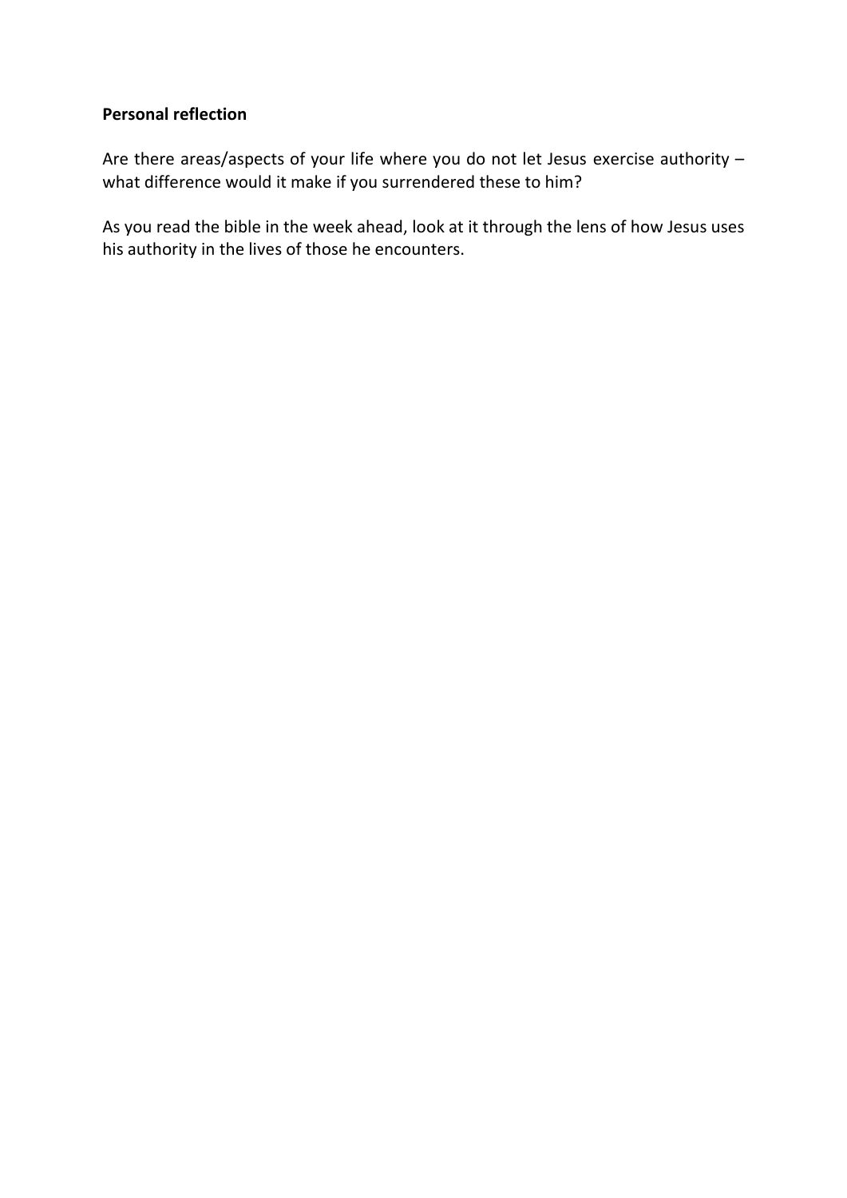**Personal reflection**

Are there areas/aspects of your life where you do not let Jesus exercise authority – what difference would it make if you surrendered these to him?

As you read the bible in the week ahead, look at it through the lens of how Jesus uses his authority in the lives of those he encounters.